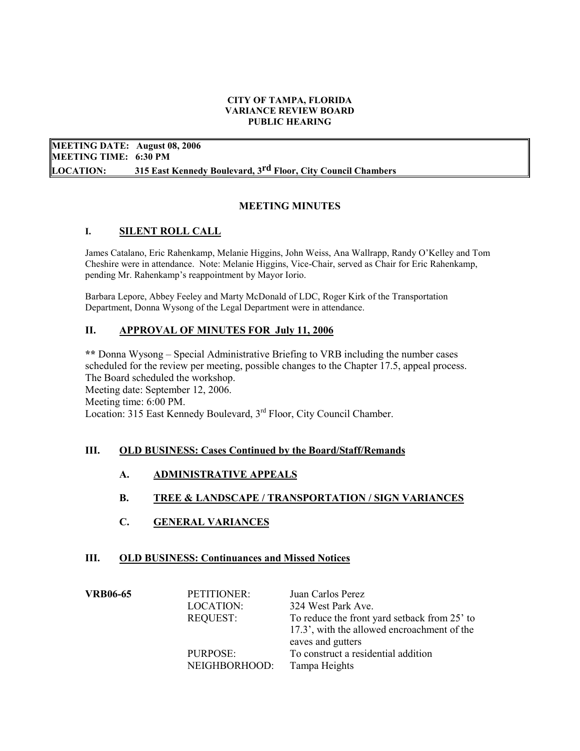**CITY OF TAMPA, FLORIDA**
**VARIANCE REVIEW BOARD**
**PUBLIC HEARING**

**MEETING DATE: August 08, 2006**
**MEETING TIME: 6:30 PM**
**LOCATION: 315 East Kennedy Boulevard, 3rd Floor, City Council Chambers**

## MEETING MINUTES

### I. SILENT ROLL CALL

James Catalano, Eric Rahenkamp, Melanie Higgins, John Weiss, Ana Wallrapp, Randy O'Kelley and Tom Cheshire were in attendance. Note: Melanie Higgins, Vice-Chair, served as Chair for Eric Rahenkamp, pending Mr. Rahenkamp's reappointment by Mayor Iorio.

Barbara Lepore, Abbey Feeley and Marty McDonald of LDC, Roger Kirk of the Transportation Department, Donna Wysong of the Legal Department were in attendance.

### II. APPROVAL OF MINUTES FOR July 11, 2006

**\*\*** Donna Wysong – Special Administrative Briefing to VRB including the number cases scheduled for the review per meeting, possible changes to the Chapter 17.5, appeal process. The Board scheduled the workshop.
Meeting date: September 12, 2006.
Meeting time: 6:00 PM.
Location: 315 East Kennedy Boulevard, 3rd Floor, City Council Chamber.

### III. OLD BUSINESS: Cases Continued by the Board/Staff/Remands

**A. ADMINISTRATIVE APPEALS**

**B. TREE & LANDSCAPE / TRANSPORTATION / SIGN VARIANCES**

**C. GENERAL VARIANCES**

### III. OLD BUSINESS: Continuances and Missed Notices

**VRB06-65**

PETITIONER: Juan Carlos Perez
LOCATION: 324 West Park Ave.
REQUEST: To reduce the front yard setback from 25' to 17.3', with the allowed encroachment of the eaves and gutters
PURPOSE: To construct a residential addition
NEIGHBORHOOD: Tampa Heights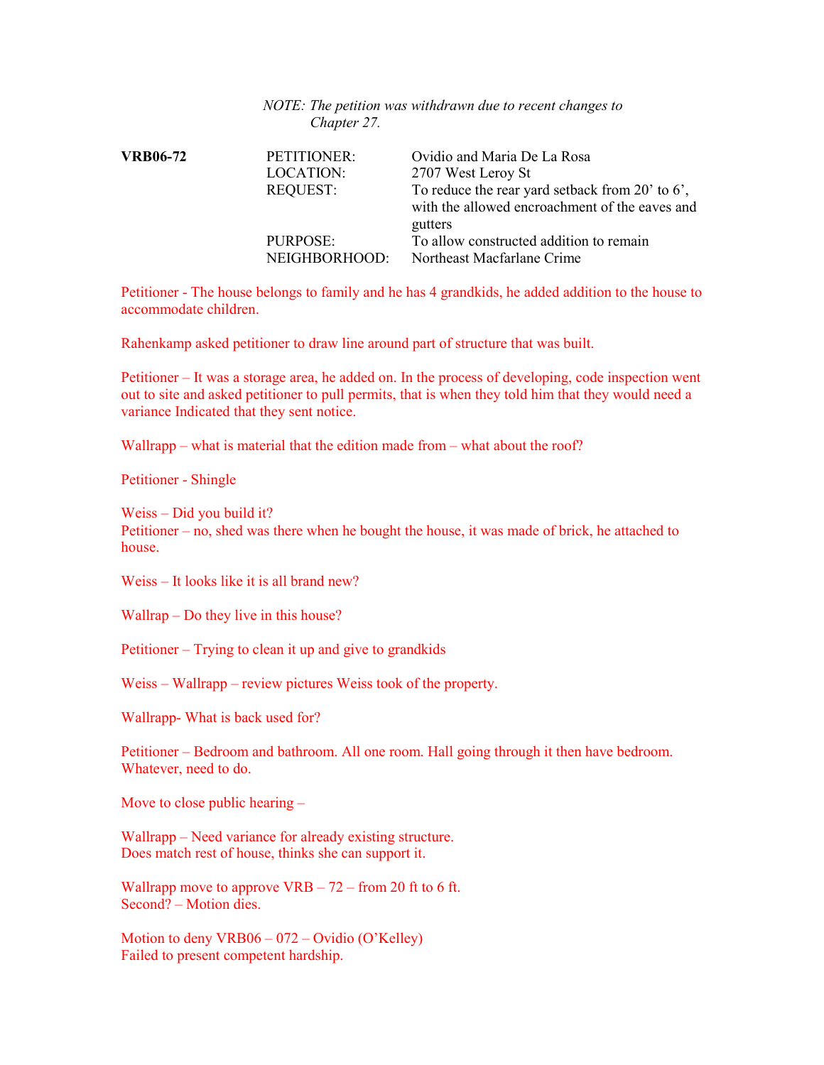*NOTE: The petition was withdrawn due to recent changes to Chapter 27.*

| **VRB06-72** | PETITIONER: | Ovidio and Maria De La Rosa |
|---|---|---|
| | LOCATION: | 2707 West Leroy St |
| | REQUEST: | To reduce the rear yard setback from 20' to 6', with the allowed encroachment of the eaves and gutters |
| | PURPOSE: | To allow constructed addition to remain |
| | NEIGHBORHOOD: | Northeast Macfarlane Crime |

Petitioner - The house belongs to family and he has 4 grandkids, he added addition to the house to accommodate children.

Rahenkamp asked petitioner to draw line around part of structure that was built.

Petitioner – It was a storage area, he added on. In the process of developing, code inspection went out to site and asked petitioner to pull permits, that is when they told him that they would need a variance Indicated that they sent notice.

Wallrapp – what is material that the edition made from – what about the roof?

Petitioner - Shingle

Weiss – Did you build it?
Petitioner – no, shed was there when he bought the house, it was made of brick, he attached to house.

Weiss – It looks like it is all brand new?

Wallrap – Do they live in this house?

Petitioner – Trying to clean it up and give to grandkids

Weiss – Wallrapp – review pictures Weiss took of the property.

Wallrapp- What is back used for?

Petitioner – Bedroom and bathroom. All one room. Hall going through it then have bedroom. Whatever, need to do.

Move to close public hearing –

Wallrapp – Need variance for already existing structure.
Does match rest of house, thinks she can support it.

Wallrapp move to approve VRB – 72 – from 20 ft to 6 ft.
Second? – Motion dies.

Motion to deny VRB06 – 072 – Ovidio (O'Kelley)
Failed to present competent hardship.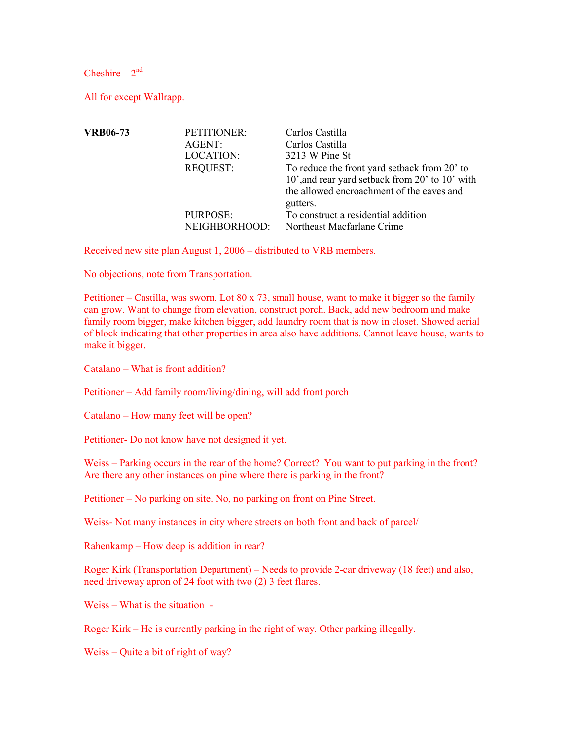Cheshire – 2nd

All for except Wallrapp.

| **VRB06-73** | PETITIONER: | Carlos Castilla |
|---|---|---|
| | AGENT: | Carlos Castilla |
| | LOCATION: | 3213 W Pine St |
| | REQUEST: | To reduce the front yard setback from 20' to 10',and rear yard setback from 20' to 10' with the allowed encroachment of the eaves and gutters. |
| | PURPOSE: | To construct a residential addition |
| | NEIGHBORHOOD: | Northeast Macfarlane Crime |

Received new site plan August 1, 2006 – distributed to VRB members.

No objections, note from Transportation.

Petitioner – Castilla, was sworn. Lot 80 x 73, small house, want to make it bigger so the family can grow. Want to change from elevation, construct porch. Back, add new bedroom and make family room bigger, make kitchen bigger, add laundry room that is now in closet. Showed aerial of block indicating that other properties in area also have additions. Cannot leave house, wants to make it bigger.

Catalano – What is front addition?

Petitioner – Add family room/living/dining, will add front porch

Catalano – How many feet will be open?

Petitioner- Do not know have not designed it yet.

Weiss – Parking occurs in the rear of the home? Correct? You want to put parking in the front? Are there any other instances on pine where there is parking in the front?

Petitioner – No parking on site. No, no parking on front on Pine Street.

Weiss- Not many instances in city where streets on both front and back of parcel/

Rahenkamp – How deep is addition in rear?

Roger Kirk (Transportation Department) – Needs to provide 2-car driveway (18 feet) and also, need driveway apron of 24 foot with two (2) 3 feet flares.

Weiss – What is the situation -

Roger Kirk – He is currently parking in the right of way. Other parking illegally.

Weiss – Quite a bit of right of way?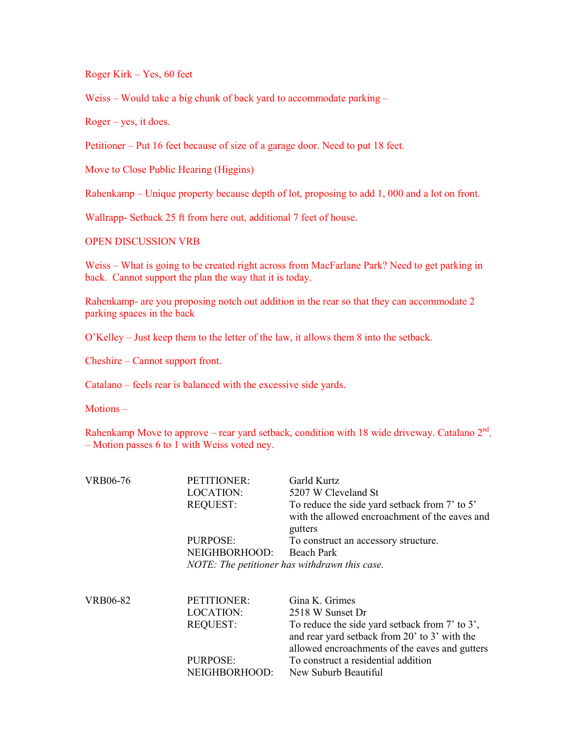Roger Kirk – Yes, 60 feet

Weiss – Would take a big chunk of back yard to accommodate parking –

Roger – yes, it does.

Petitioner – Put 16 feet because of size of a garage door. Need to put 18 feet.

Move to Close Public Hearing (Higgins)

Rahenkamp – Unique property because depth of lot, proposing to add 1, 000 and a lot on front.

Wallrapp- Setback 25 ft from here out, additional 7 feet of house.

OPEN DISCUSSION VRB

Weiss – What is going to be created right across from MacFarlane Park? Need to get parking in back. Cannot support the plan the way that it is today.

Rahenkamp- are you proposing notch out addition in the rear so that they can accommodate 2 parking spaces in the back

O'Kelley – Just keep them to the letter of the law, it allows them 8 into the setback.

Cheshire – Cannot support front.

Catalano – feels rear is balanced with the excessive side yards.

Motions –

Rahenkamp Move to approve – rear yard setback, condition with 18 wide driveway. Catalano 2nd. – Motion passes 6 to 1 with Weiss voted ney.

| VRB06-76 | PETITIONER: | Garld Kurtz |
|---|---|---|
| | LOCATION: | 5207 W Cleveland St |
| | REQUEST: | To reduce the side yard setback from 7' to 5' with the allowed encroachment of the eaves and gutters |
| | PURPOSE: | To construct an accessory structure. |
| | NEIGHBORHOOD: | Beach Park |
| | *NOTE: The petitioner has withdrawn this case.* | |

| VRB06-82 | PETITIONER: | Gina K. Grimes |
|---|---|---|
| | LOCATION: | 2518 W Sunset Dr |
| | REQUEST: | To reduce the side yard setback from 7' to 3', and rear yard setback from 20' to 3' with the allowed encroachments of the eaves and gutters |
| | PURPOSE: | To construct a residential addition |
| | NEIGHBORHOOD: | New Suburb Beautiful |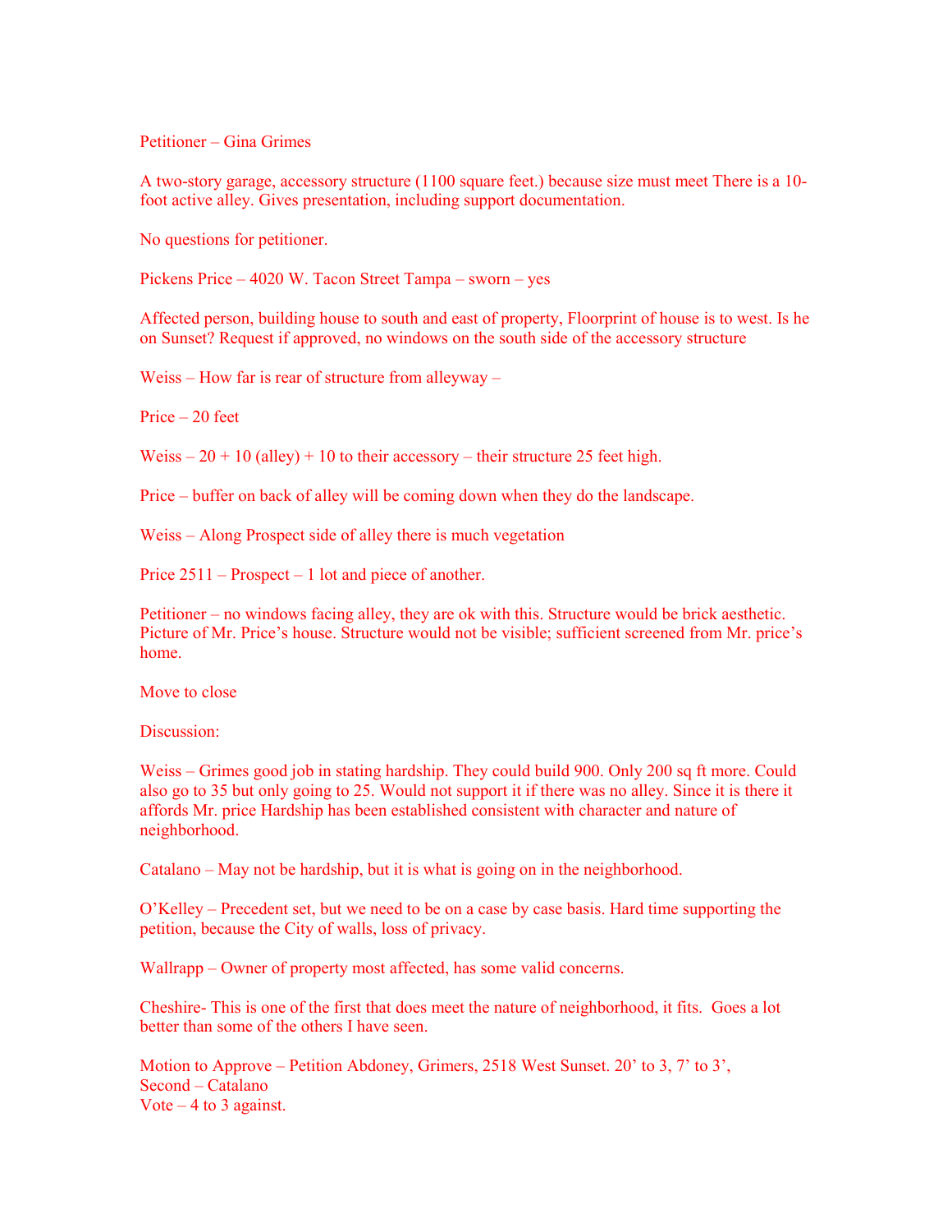Petitioner – Gina Grimes

A two-story garage, accessory structure (1100 square feet.) because size must meet There is a 10-foot active alley. Gives presentation, including support documentation.

No questions for petitioner.

Pickens Price – 4020 W. Tacon Street Tampa – sworn – yes

Affected person, building house to south and east of property, Floorprint of house is to west. Is he on Sunset? Request if approved, no windows on the south side of the accessory structure

Weiss – How far is rear of structure from alleyway –

Price – 20 feet

Weiss – 20 + 10 (alley) + 10 to their accessory – their structure 25 feet high.

Price – buffer on back of alley will be coming down when they do the landscape.

Weiss – Along Prospect side of alley there is much vegetation

Price 2511 – Prospect – 1 lot and piece of another.

Petitioner – no windows facing alley, they are ok with this. Structure would be brick aesthetic. Picture of Mr. Price's house. Structure would not be visible; sufficient screened from Mr. price's home.

Move to close

Discussion:

Weiss – Grimes good job in stating hardship. They could build 900. Only 200 sq ft more. Could also go to 35 but only going to 25. Would not support it if there was no alley. Since it is there it affords Mr. price Hardship has been established consistent with character and nature of neighborhood.

Catalano – May not be hardship, but it is what is going on in the neighborhood.

O'Kelley – Precedent set, but we need to be on a case by case basis. Hard time supporting the petition, because the City of walls, loss of privacy.

Wallrapp – Owner of property most affected, has some valid concerns.

Cheshire- This is one of the first that does meet the nature of neighborhood, it fits. Goes a lot better than some of the others I have seen.

Motion to Approve – Petition Abdoney, Grimers, 2518 West Sunset. 20' to 3, 7' to 3',
Second – Catalano
Vote – 4 to 3 against.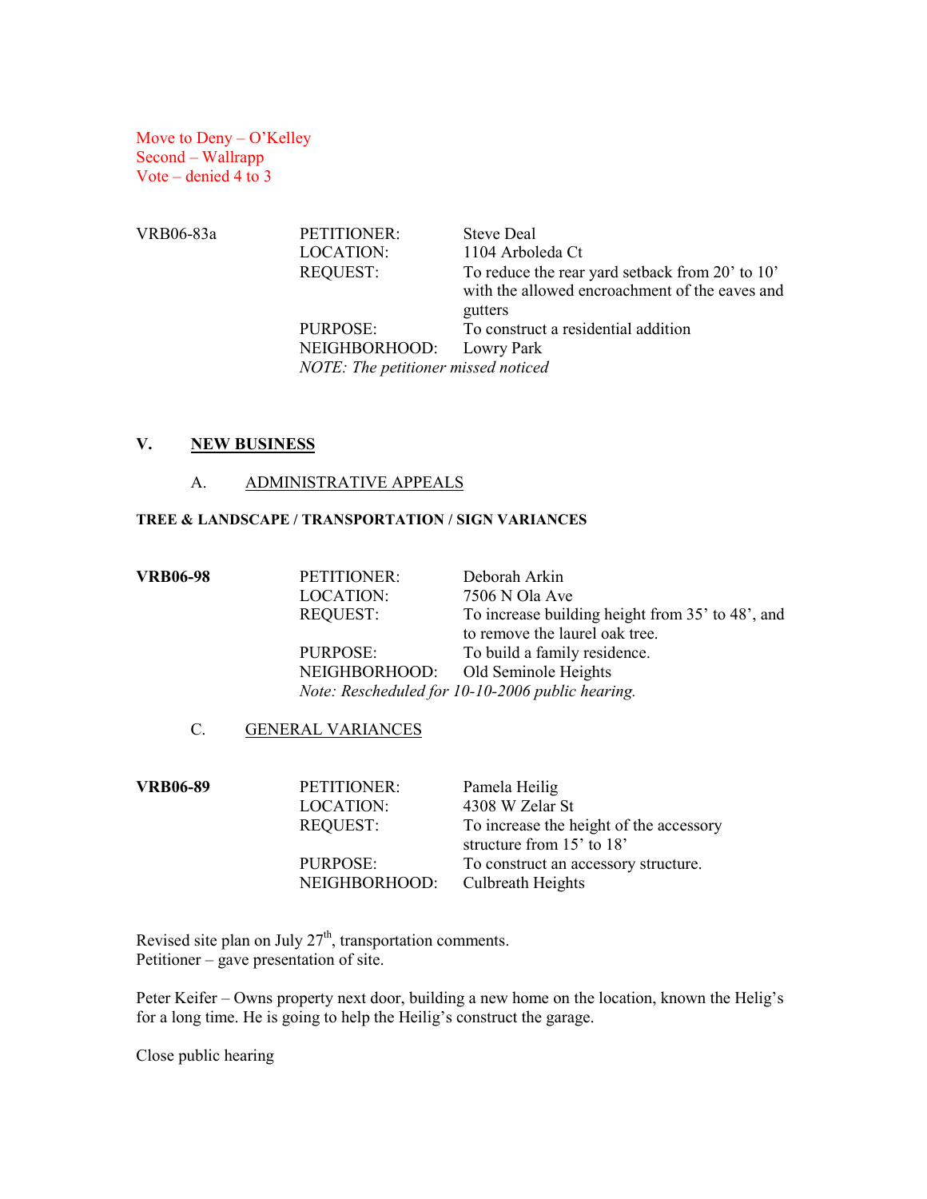Move to Deny – O'Kelley
Second – Wallrapp
Vote – denied 4 to 3

| | | |
|---|---|---|
| VRB06-83a | PETITIONER: | Steve Deal |
| | LOCATION: | 1104 Arboleda Ct |
| | REQUEST: | To reduce the rear yard setback from 20' to 10' with the allowed encroachment of the eaves and gutters |
| | PURPOSE: | To construct a residential addition |
| | NEIGHBORHOOD: | Lowry Park |
| | *NOTE: The petitioner missed noticed* | |

## V. NEW BUSINESS

### A. ADMINISTRATIVE APPEALS

**TREE & LANDSCAPE / TRANSPORTATION / SIGN VARIANCES**

| | | |
|---|---|---|
| **VRB06-98** | PETITIONER: | Deborah Arkin |
| | LOCATION: | 7506 N Ola Ave |
| | REQUEST: | To increase building height from 35' to 48', and to remove the laurel oak tree. |
| | PURPOSE: | To build a family residence. |
| | NEIGHBORHOOD: | Old Seminole Heights |
| | *Note: Rescheduled for 10-10-2006 public hearing.* | |

### C. GENERAL VARIANCES

| | | |
|---|---|---|
| **VRB06-89** | PETITIONER: | Pamela Heilig |
| | LOCATION: | 4308 W Zelar St |
| | REQUEST: | To increase the height of the accessory structure from 15' to 18' |
| | PURPOSE: | To construct an accessory structure. |
| | NEIGHBORHOOD: | Culbreath Heights |

Revised site plan on July 27th, transportation comments.
Petitioner – gave presentation of site.

Peter Keifer – Owns property next door, building a new home on the location, known the Helig's for a long time. He is going to help the Heilig's construct the garage.

Close public hearing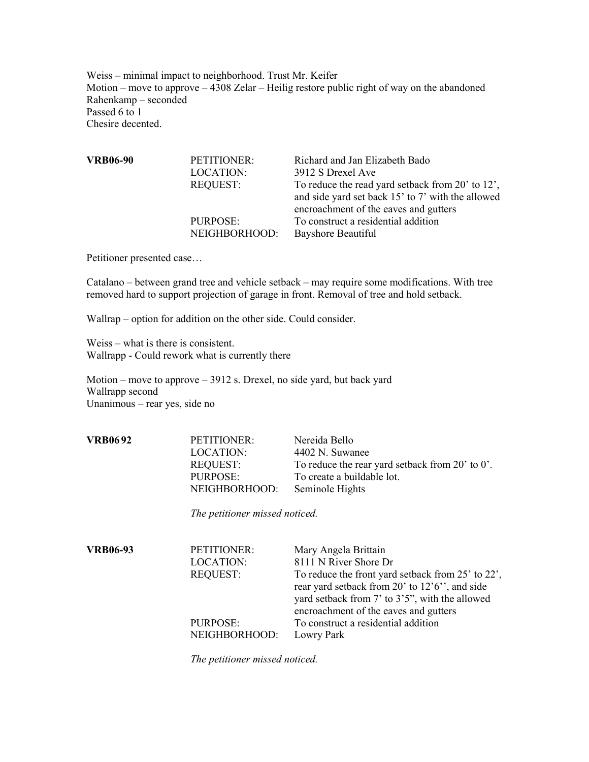Weiss – minimal impact to neighborhood. Trust Mr. Keifer
Motion – move to approve – 4308 Zelar – Heilig restore public right of way on the abandoned
Rahenkamp – seconded
Passed 6 to 1
Chesire decented.

| **VRB06-90** | PETITIONER: | Richard and Jan Elizabeth Bado |
|---|---|---|
| | LOCATION: | 3912 S Drexel Ave |
| | REQUEST: | To reduce the read yard setback from 20' to 12', and side yard set back 15' to 7' with the allowed encroachment of the eaves and gutters |
| | PURPOSE: | To construct a residential addition |
| | NEIGHBORHOOD: | Bayshore Beautiful |

Petitioner presented case…

Catalano – between grand tree and vehicle setback – may require some modifications. With tree removed hard to support projection of garage in front. Removal of tree and hold setback.

Wallrap – option for addition on the other side. Could consider.

Weiss – what is there is consistent.
Wallrapp - Could rework what is currently there

Motion – move to approve – 3912 s. Drexel, no side yard, but back yard
Wallrapp second
Unanimous – rear yes, side no

| **VRB06 92** | PETITIONER: | Nereida Bello |
|---|---|---|
| | LOCATION: | 4402 N. Suwanee |
| | REQUEST: | To reduce the rear yard setback from 20' to 0'. |
| | PURPOSE: | To create a buildable lot. |
| | NEIGHBORHOOD: | Seminole Hights |

*The petitioner missed noticed.*

| **VRB06-93** | PETITIONER: | Mary Angela Brittain |
|---|---|---|
| | LOCATION: | 8111 N River Shore Dr |
| | REQUEST: | To reduce the front yard setback from 25' to 22', rear yard setback from 20' to 12'6'', and side yard setback from 7' to 3'5", with the allowed encroachment of the eaves and gutters |
| | PURPOSE: | To construct a residential addition |
| | NEIGHBORHOOD: | Lowry Park |

*The petitioner missed noticed.*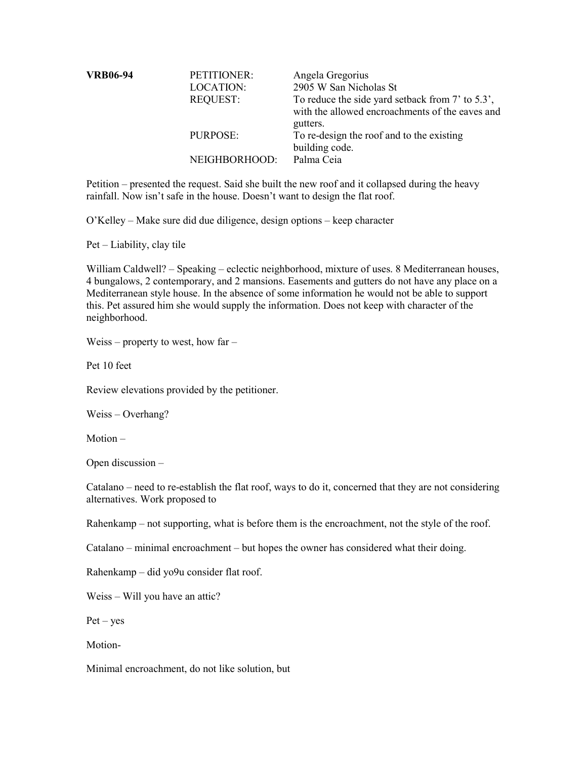**VRB06-94**

| | | |
|---|---|---|
| **VRB06-94** | PETITIONER: | Angela Gregorius |
| | LOCATION: | 2905 W San Nicholas St |
| | REQUEST: | To reduce the side yard setback from 7' to 5.3', with the allowed encroachments of the eaves and gutters. |
| | PURPOSE: | To re-design the roof and to the existing building code. |
| | NEIGHBORHOOD: | Palma Ceia |

Petition – presented the request. Said she built the new roof and it collapsed during the heavy rainfall. Now isn't safe in the house. Doesn't want to design the flat roof.

O'Kelley – Make sure did due diligence, design options – keep character

Pet – Liability, clay tile

William Caldwell? – Speaking – eclectic neighborhood, mixture of uses. 8 Mediterranean houses, 4 bungalows, 2 contemporary, and 2 mansions. Easements and gutters do not have any place on a Mediterranean style house. In the absence of some information he would not be able to support this. Pet assured him she would supply the information. Does not keep with character of the neighborhood.

Weiss – property to west, how far –

Pet 10 feet

Review elevations provided by the petitioner.

Weiss – Overhang?

Motion –

Open discussion –

Catalano – need to re-establish the flat roof, ways to do it, concerned that they are not considering alternatives. Work proposed to

Rahenkamp – not supporting, what is before them is the encroachment, not the style of the roof.

Catalano – minimal encroachment – but hopes the owner has considered what their doing.

Rahenkamp – did yo9u consider flat roof.

Weiss – Will you have an attic?

Pet – yes

Motion-

Minimal encroachment, do not like solution, but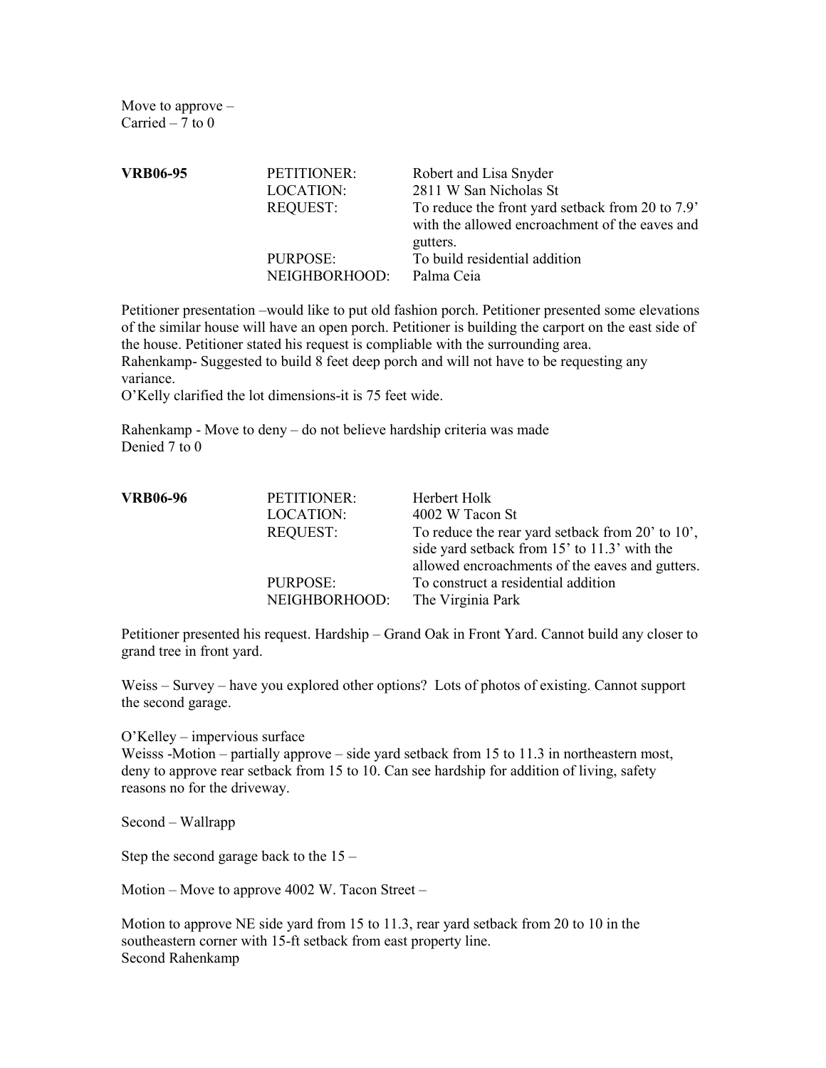Move to approve –
Carried – 7 to 0

| **VRB06-95** | PETITIONER: | Robert and Lisa Snyder |
|---|---|---|
| | LOCATION: | 2811 W San Nicholas St |
| | REQUEST: | To reduce the front yard setback from 20 to 7.9' with the allowed encroachment of the eaves and gutters. |
| | PURPOSE: | To build residential addition |
| | NEIGHBORHOOD: | Palma Ceia |

Petitioner presentation –would like to put old fashion porch. Petitioner presented some elevations of the similar house will have an open porch. Petitioner is building the carport on the east side of the house. Petitioner stated his request is compliable with the surrounding area.
Rahenkamp- Suggested to build 8 feet deep porch and will not have to be requesting any variance.
O'Kelly clarified the lot dimensions-it is 75 feet wide.

Rahenkamp - Move to deny – do not believe hardship criteria was made
Denied 7 to 0

| **VRB06-96** | PETITIONER: | Herbert Holk |
|---|---|---|
| | LOCATION: | 4002 W Tacon St |
| | REQUEST: | To reduce the rear yard setback from 20' to 10', side yard setback from 15' to 11.3' with the allowed encroachments of the eaves and gutters. |
| | PURPOSE: | To construct a residential addition |
| | NEIGHBORHOOD: | The Virginia Park |

Petitioner presented his request. Hardship – Grand Oak in Front Yard. Cannot build any closer to grand tree in front yard.

Weiss – Survey – have you explored other options? Lots of photos of existing. Cannot support the second garage.

O'Kelley – impervious surface
Weisss -Motion – partially approve – side yard setback from 15 to 11.3 in northeastern most, deny to approve rear setback from 15 to 10. Can see hardship for addition of living, safety reasons no for the driveway.

Second – Wallrapp

Step the second garage back to the 15 –

Motion – Move to approve 4002 W. Tacon Street –

Motion to approve NE side yard from 15 to 11.3, rear yard setback from 20 to 10 in the southeastern corner with 15-ft setback from east property line.
Second Rahenkamp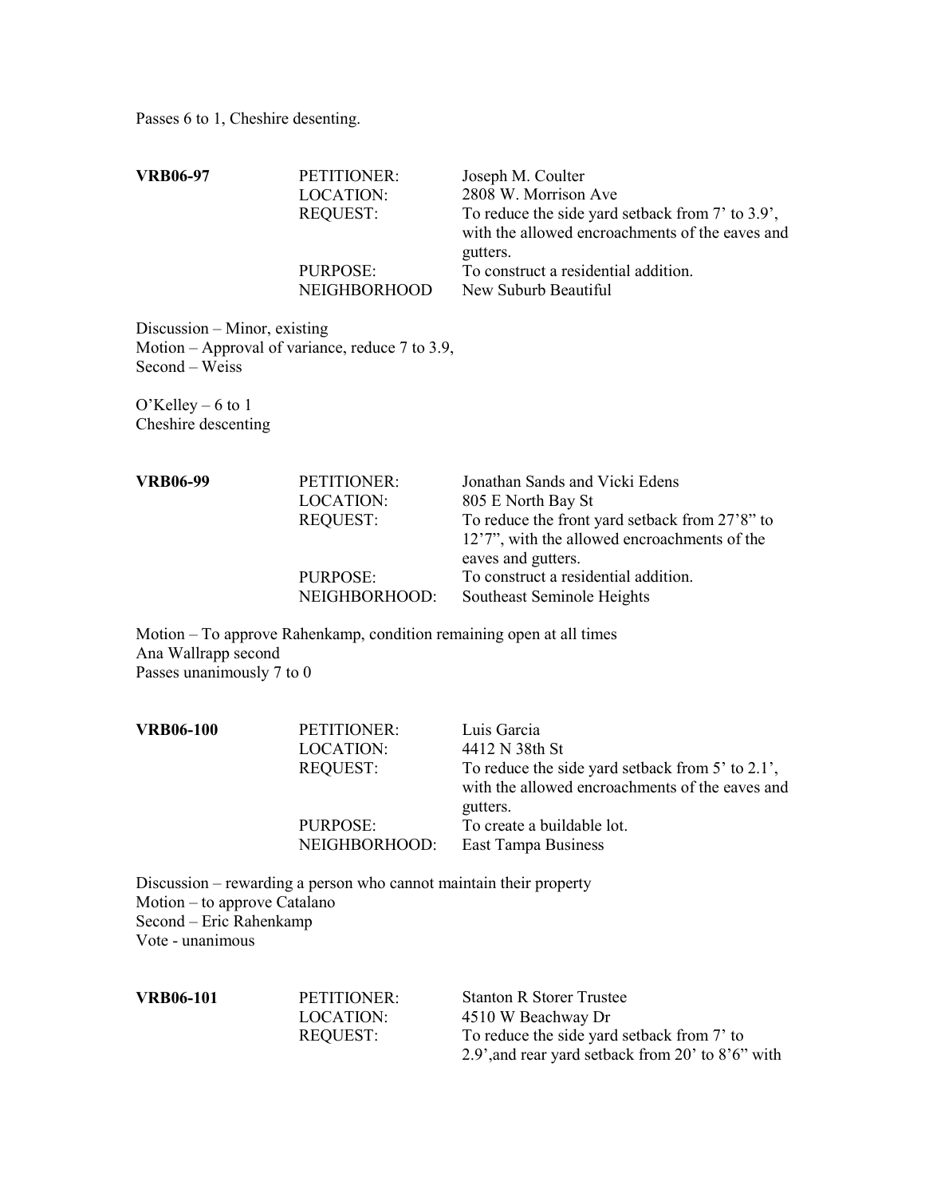Passes 6 to 1, Cheshire desenting.

| **VRB06-97** | PETITIONER: | Joseph M. Coulter |
|---|---|---|
| | LOCATION: | 2808 W. Morrison Ave |
| | REQUEST: | To reduce the side yard setback from 7' to 3.9', with the allowed encroachments of the eaves and gutters. |
| | PURPOSE: | To construct a residential addition. |
| | NEIGHBORHOOD | New Suburb Beautiful |

Discussion – Minor, existing
Motion – Approval of variance, reduce 7 to 3.9,
Second – Weiss

O'Kelley – 6 to 1
Cheshire descenting

| **VRB06-99** | PETITIONER: | Jonathan Sands and Vicki Edens |
|---|---|---|
| | LOCATION: | 805 E North Bay St |
| | REQUEST: | To reduce the front yard setback from 27'8" to 12'7", with the allowed encroachments of the eaves and gutters. |
| | PURPOSE: | To construct a residential addition. |
| | NEIGHBORHOOD: | Southeast Seminole Heights |

Motion – To approve Rahenkamp, condition remaining open at all times
Ana Wallrapp second
Passes unanimously 7 to 0

| **VRB06-100** | PETITIONER: | Luis Garcia |
|---|---|---|
| | LOCATION: | 4412 N 38th St |
| | REQUEST: | To reduce the side yard setback from 5' to 2.1', with the allowed encroachments of the eaves and gutters. |
| | PURPOSE: | To create a buildable lot. |
| | NEIGHBORHOOD: | East Tampa Business |

Discussion – rewarding a person who cannot maintain their property
Motion – to approve Catalano
Second – Eric Rahenkamp
Vote - unanimous

| **VRB06-101** | PETITIONER: | Stanton R Storer Trustee |
|---|---|---|
| | LOCATION: | 4510 W Beachway Dr |
| | REQUEST: | To reduce the side yard setback from 7' to 2.9',and rear yard setback from 20' to 8'6" with |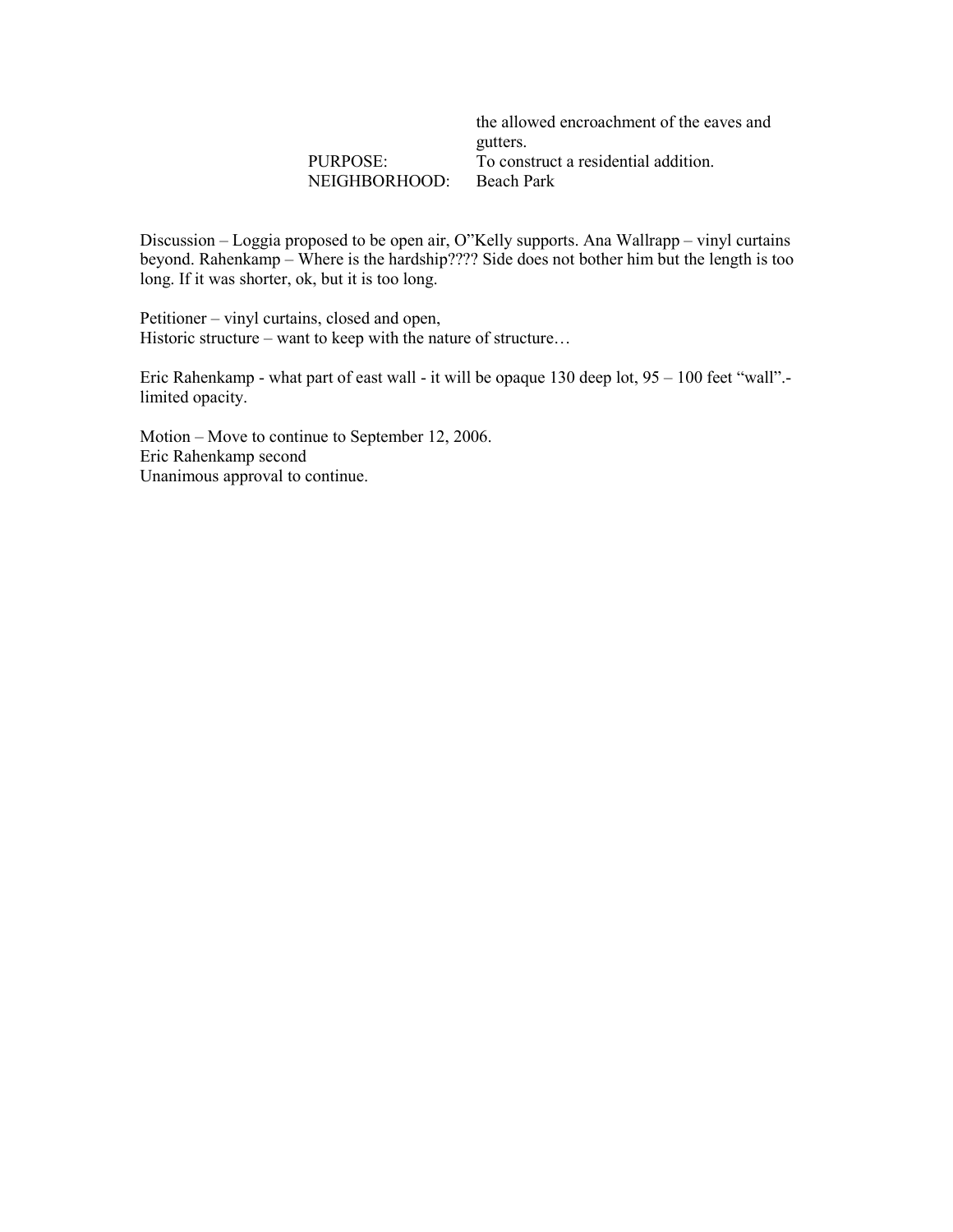| | |
|---|---|
| | the allowed encroachment of the eaves and gutters. |
| PURPOSE: | To construct a residential addition. |
| NEIGHBORHOOD: | Beach Park |

Discussion – Loggia proposed to be open air, O"Kelly supports. Ana Wallrapp – vinyl curtains beyond. Rahenkamp – Where is the hardship???? Side does not bother him but the length is too long. If it was shorter, ok, but it is too long.

Petitioner – vinyl curtains, closed and open,
Historic structure – want to keep with the nature of structure…

Eric Rahenkamp - what part of east wall - it will be opaque 130 deep lot, 95 – 100 feet "wall".- limited opacity.

Motion – Move to continue to September 12, 2006.
Eric Rahenkamp second
Unanimous approval to continue.